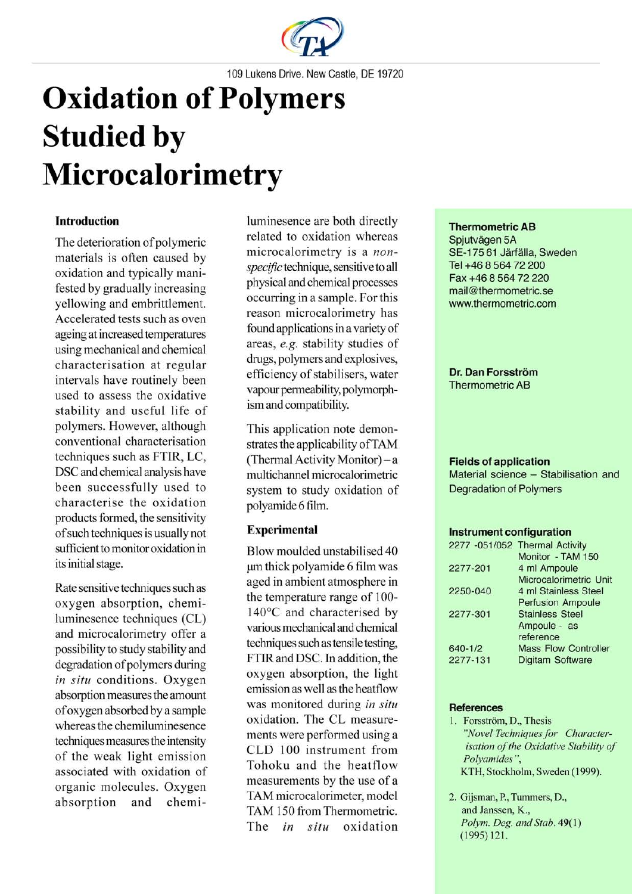109 Lukens Drive. New Castle, DE 19720

# Oxidation of Polymers Studied by Microcalorimetry

## Introduction

The deterioration of polymeric materials is often caused by oxidation and typically manifested by gradually increasing yellowing and embrittlement. Accelerated tests such as oven ageing at increased temperatures using mechanical and chemical characterisation at regular intervals have routinely been used to assess the oxidative stability and useful life of polymers. However, although conventional characterisation techniques such as FTIR, LC, DSC and chemical analysis have been successfully used to characterise the oxidation products formed, the sensitivity of such techniques is usually not sufficient to monitor oxidation in its initial stage.

Rate sensitive techniques such as oxygen absorption, chemiluminesence techniques (CL) and microcalorimetry offer a possibility to study stability and degradation of polymers during *in situ* conditions. Oxygen absorption measures the amount of oxygen absorbed by a sample whereas the chemiluminesence techniques measures the intensity of the weak light emission associated with oxidation of organic molecules. Oxygen absorption and chemiluminesence are both directly related to oxidation whereas microcalorimetry is a *non-specific* technique, sensitive to all physical and chemical processes occurring in a sample. For this reason microcalorimetry has found applications in a variety of areas, *e.g.* stability studies of drugs, polymers and explosives, efficiency of stabilisers, water vapour permeability, polymorphism and compatibility.

This application note demonstrates the applicability of TAM (Thermal Activity Monitor) – a multichannel microcalorimetric system to study oxidation of polyamide 6 film.

## Experimental

Blow moulded unstabilised 40 µm thick polyamide 6 film was aged in ambient atmosphere in the temperature range of 100-140°C and characterised by various mechanical and chemical techniques such as tensile testing, FTIR and DSC. In addition, the oxygen absorption, the light emission as well as the heatflow was monitored during *in situ* oxidation. The CL measurements were performed using a CLD 100 instrument from Tohoku and the heatflow measurements by the use of a TAM microcalorimeter, model TAM 150 from Thermometric. The *in situ* oxidation

**Thermometric AB**
Spjutvägen 5A
SE-175 61 Järfälla, Sweden
Tel +46 8 564 72 200
Fax +46 8 564 72 220
mail@thermometric.se
www.thermometric.com

**Dr. Dan Forsström**
Thermometric AB

**Fields of application**
Material science – Stabilisation and Degradation of Polymers

**Instrument configuration**

| | |
|---|---|
| 2277 -051/052 | Thermal Activity Monitor - TAM 150 |
| 2277-201 | 4 ml Ampoule Microcalorimetric Unit |
| 2250-040 | 4 ml Stainless Steel Perfusion Ampoule |
| 2277-301 | Stainless Steel Ampoule - as reference |
| 640-1/2 | Mass Flow Controller |
| 2277-131 | Digitam Software |

**References**

1. Forsström, D., Thesis "*Novel Techniques for Characterisation of the Oxidative Stability of Polyamides*", KTH, Stockholm, Sweden (1999).
2. Gijsman, P., Tummers, D., and Janssen, K., *Polym. Deg. and Stab.* **49**(1) (1995) 121.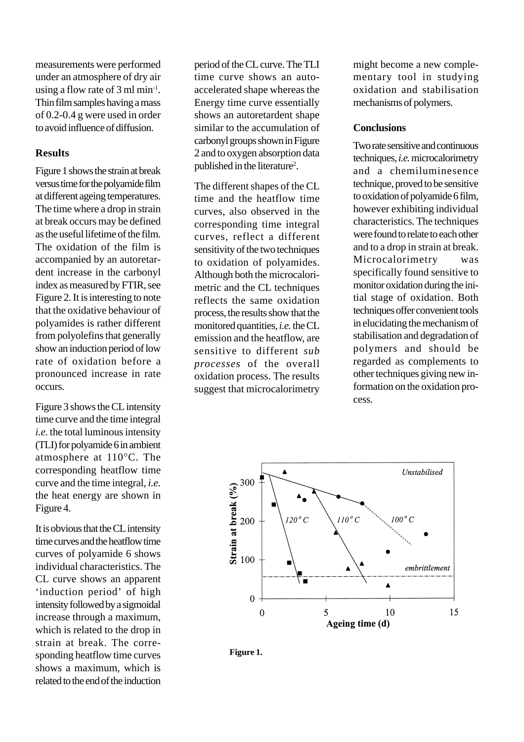measurements were performed under an atmosphere of dry air using a flow rate of 3 ml min$^{-1}$. Thin film samples having a mass of 0.2-0.4 g were used in order to avoid influence of diffusion.

## Results

Figure 1 shows the strain at break versus time for the polyamide film at different ageing temperatures. The time where a drop in strain at break occurs may be defined as the useful lifetime of the film. The oxidation of the film is accompanied by an autoretardent increase in the carbonyl index as measured by FTIR, see Figure 2. It is interesting to note that the oxidative behaviour of polyamides is rather different from polyolefins that generally show an induction period of low rate of oxidation before a pronounced increase in rate occurs.

Figure 3 shows the CL intensity time curve and the time integral *i.e.* the total luminous intensity (TLI) for polyamide 6 in ambient atmosphere at 110°C. The corresponding heatflow time curve and the time integral, *i.e.* the heat energy are shown in Figure 4.

It is obvious that the CL intensity time curves and the heatflow time curves of polyamide 6 shows individual characteristics. The CL curve shows an apparent 'induction period' of high intensity followed by a sigmoidal increase through a maximum, which is related to the drop in strain at break. The corresponding heatflow time curves shows a maximum, which is related to the end of the induction period of the CL curve. The TLI time curve shows an auto-accelerated shape whereas the Energy time curve essentially shows an autoretardent shape similar to the accumulation of carbonyl groups shown in Figure 2 and to oxygen absorption data published in the literature[2].

The different shapes of the CL time and the heatflow time curves, also observed in the corresponding time integral curves, reflect a different sensitivity of the two techniques to oxidation of polyamides. Although both the microcalorimetric and the CL techniques reflects the same oxidation process, the results show that the monitored quantities, *i.e.* the CL emission and the heatflow, are sensitive to different *sub processes* of the overall oxidation process. The results suggest that microcalorimetry might become a new complementary tool in studying oxidation and stabilisation mechanisms of polymers.

## Conclusions

Two rate sensitive and continuous techniques, *i.e.* microcalorimetry and a chemiluminesence technique, proved to be sensitive to oxidation of polyamide 6 film, however exhibiting individual characteristics. The techniques were found to relate to each other and to a drop in strain at break. Microcalorimetry was specifically found sensitive to monitor oxidation during the initial stage of oxidation. Both techniques offer convenient tools in elucidating the mechanism of stabilisation and degradation of polymers and should be regarded as complements to other techniques giving new information on the oxidation process.

**Figure 1.**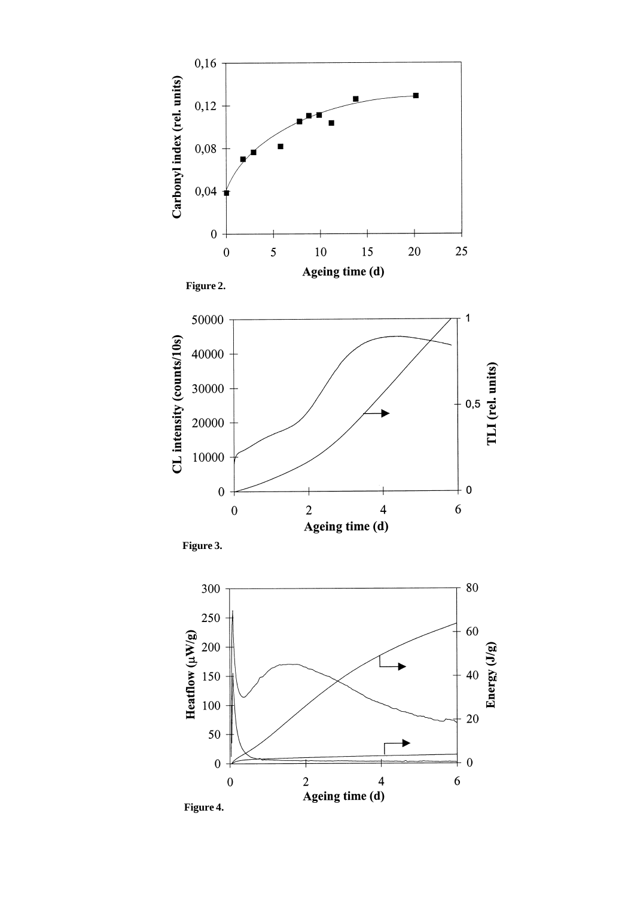0,16
0,12
0,08
0,04
0

Carbonyl index (rel. units)

0 5 10 15 20 25

Ageing time (d)

Figure 2.

50000
40000
30000
20000
10000
0

CL intensity (counts/10s)

1
0,5
0

TLI (rel. units)

0 2 4 6

Ageing time (d)

Figure 3.

300
250
200
150
100
50
0

Heatflow (μW/g)

80
60
40
20
0

Energy (J/g)

0 2 4 6

Ageing time (d)

Figure 4.